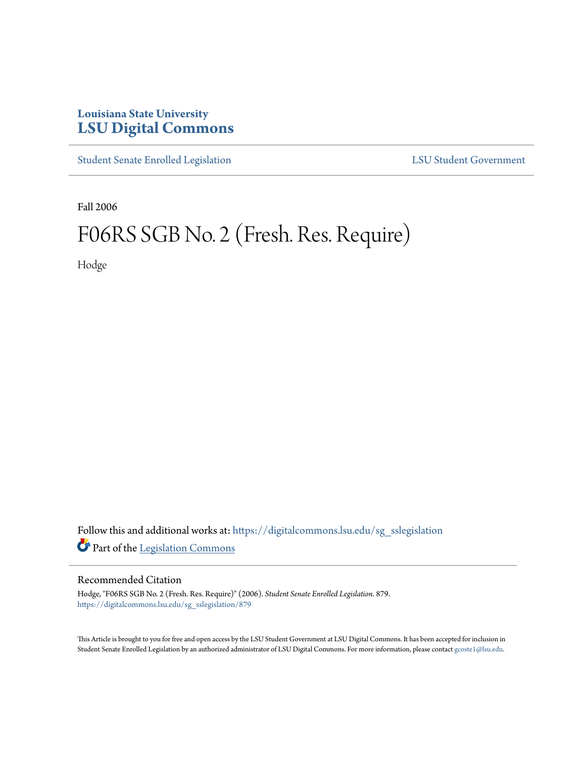Louisiana State University
# LSU Digital Commons

Student Senate Enrolled Legislation | LSU Student Government

Fall 2006

# F06RS SGB No. 2 (Fresh. Res. Require)

Hodge

Follow this and additional works at: https://digitalcommons.lsu.edu/sg_sslegislation

Part of the Legislation Commons

## Recommended Citation

Hodge, "F06RS SGB No. 2 (Fresh. Res. Require)" (2006). *Student Senate Enrolled Legislation*. 879.
https://digitalcommons.lsu.edu/sg_sslegislation/879

This Article is brought to you for free and open access by the LSU Student Government at LSU Digital Commons. It has been accepted for inclusion in Student Senate Enrolled Legislation by an authorized administrator of LSU Digital Commons. For more information, please contact gcoste1@lsu.edu.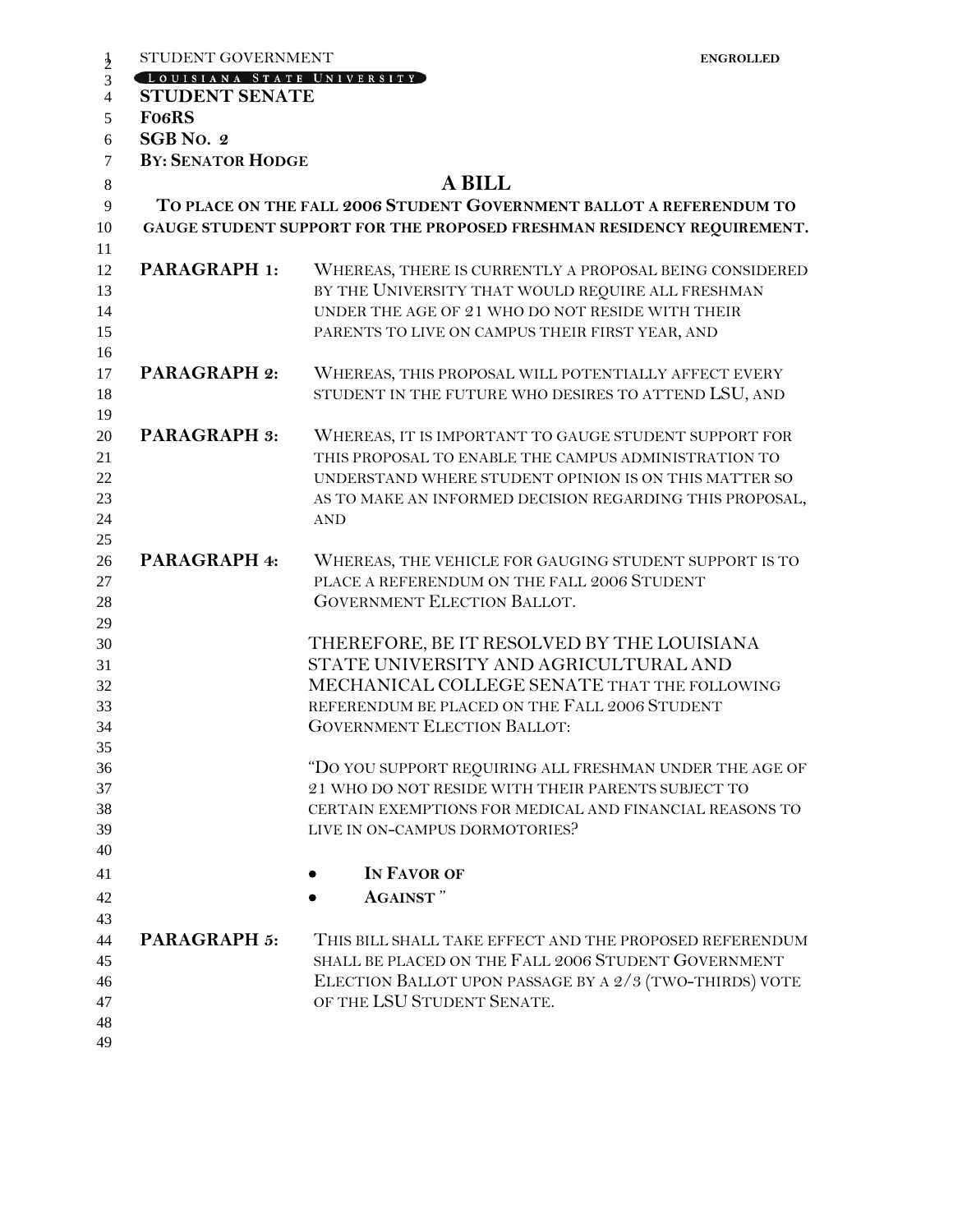STUDENT GOVERNMENT **ENGROLLED**

LOUISIANA STATE UNIVERSITY

**STUDENT SENATE**

**F06RS**

**SGB NO. 2**

**BY: SENATOR HODGE**

# A BILL

**TO PLACE ON THE FALL 2006 STUDENT GOVERNMENT BALLOT A REFERENDUM TO GAUGE STUDENT SUPPORT FOR THE PROPOSED FRESHMAN RESIDENCY REQUIREMENT.**

**PARAGRAPH 1:** WHEREAS, THERE IS CURRENTLY A PROPOSAL BEING CONSIDERED BY THE UNIVERSITY THAT WOULD REQUIRE ALL FRESHMAN UNDER THE AGE OF 21 WHO DO NOT RESIDE WITH THEIR PARENTS TO LIVE ON CAMPUS THEIR FIRST YEAR, AND

**PARAGRAPH 2:** WHEREAS, THIS PROPOSAL WILL POTENTIALLY AFFECT EVERY STUDENT IN THE FUTURE WHO DESIRES TO ATTEND LSU, AND

**PARAGRAPH 3:** WHEREAS, IT IS IMPORTANT TO GAUGE STUDENT SUPPORT FOR THIS PROPOSAL TO ENABLE THE CAMPUS ADMINISTRATION TO UNDERSTAND WHERE STUDENT OPINION IS ON THIS MATTER SO AS TO MAKE AN INFORMED DECISION REGARDING THIS PROPOSAL, AND

**PARAGRAPH 4:** WHEREAS, THE VEHICLE FOR GAUGING STUDENT SUPPORT IS TO PLACE A REFERENDUM ON THE FALL 2006 STUDENT GOVERNMENT ELECTION BALLOT.

THEREFORE, BE IT RESOLVED BY THE LOUISIANA STATE UNIVERSITY AND AGRICULTURAL AND MECHANICAL COLLEGE SENATE THAT THE FOLLOWING REFERENDUM BE PLACED ON THE FALL 2006 STUDENT GOVERNMENT ELECTION BALLOT:

"DO YOU SUPPORT REQUIRING ALL FRESHMAN UNDER THE AGE OF 21 WHO DO NOT RESIDE WITH THEIR PARENTS SUBJECT TO CERTAIN EXEMPTIONS FOR MEDICAL AND FINANCIAL REASONS TO LIVE IN ON-CAMPUS DORMOTORIES?

- **IN FAVOR OF**
- **AGAINST** "

**PARAGRAPH 5:** THIS BILL SHALL TAKE EFFECT AND THE PROPOSED REFERENDUM SHALL BE PLACED ON THE FALL 2006 STUDENT GOVERNMENT ELECTION BALLOT UPON PASSAGE BY A 2/3 (TWO-THIRDS) VOTE OF THE LSU STUDENT SENATE.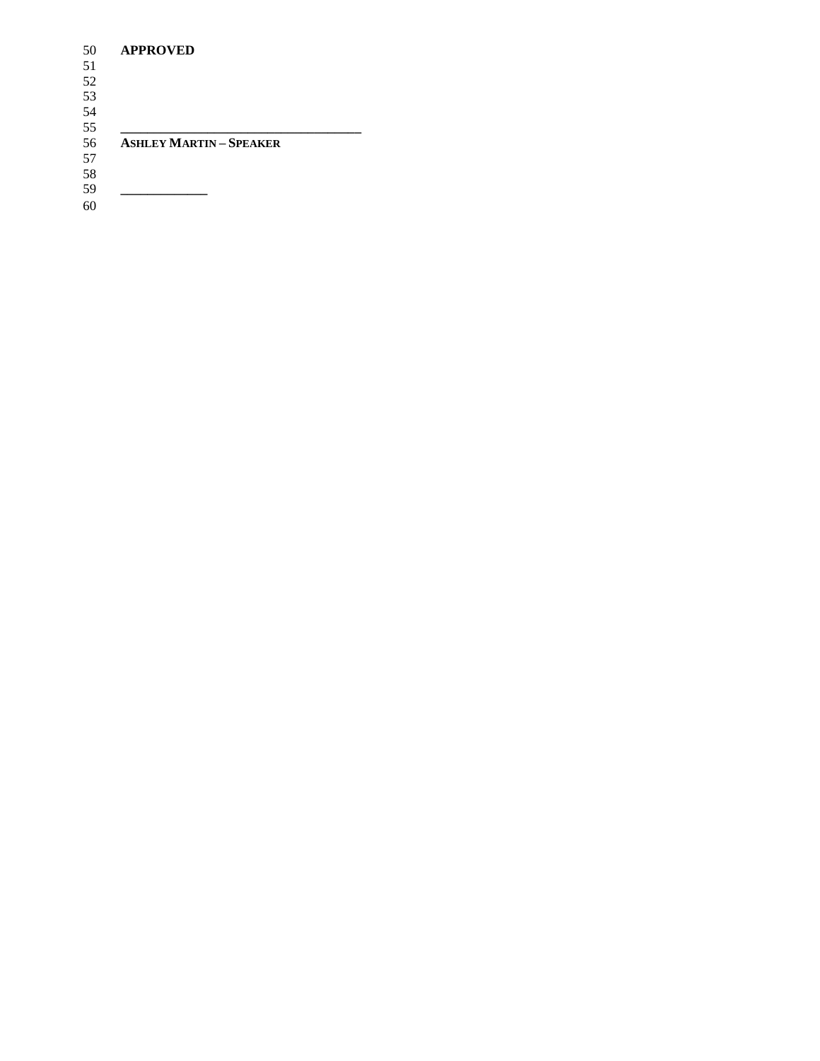**APPROVED**

\_\_\_\_\_\_\_\_\_\_\_\_\_\_\_\_\_\_\_\_\_\_\_\_\_\_\_\_\_\_\_\_\_\_\_

**ASHLEY MARTIN – SPEAKER**

\_\_\_\_\_\_\_\_\_\_\_\_\_